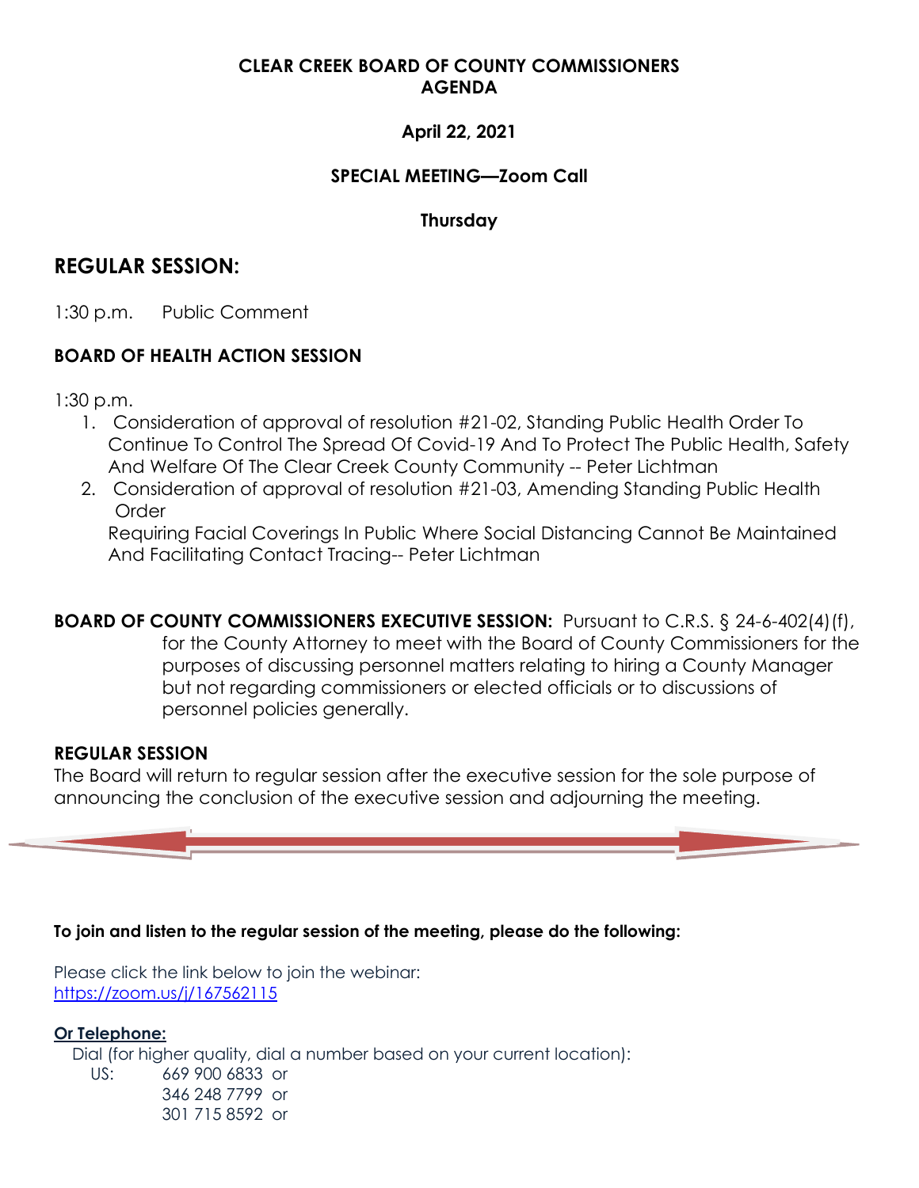**CLEAR CREEK BOARD OF COUNTY COMMISSIONERS AGENDA**

**April 22, 2021**

**SPECIAL MEETING—Zoom Call**

**Thursday**

## REGULAR SESSION:

1:30 p.m. Public Comment

### BOARD OF HEALTH ACTION SESSION

1:30 p.m.

1. Consideration of approval of resolution #21-02, Standing Public Health Order To Continue To Control The Spread Of Covid-19 And To Protect The Public Health, Safety And Welfare Of The Clear Creek County Community -- Peter Lichtman
2. Consideration of approval of resolution #21-03, Amending Standing Public Health Order Requiring Facial Coverings In Public Where Social Distancing Cannot Be Maintained And Facilitating Contact Tracing-- Peter Lichtman

**BOARD OF COUNTY COMMISSIONERS EXECUTIVE SESSION:** Pursuant to C.R.S. § 24-6-402(4)(f), for the County Attorney to meet with the Board of County Commissioners for the purposes of discussing personnel matters relating to hiring a County Manager but not regarding commissioners or elected officials or to discussions of personnel policies generally.

### REGULAR SESSION

The Board will return to regular session after the executive session for the sole purpose of announcing the conclusion of the executive session and adjourning the meeting.

**To join and listen to the regular session of the meeting, please do the following:**

Please click the link below to join the webinar:
https://zoom.us/j/167562115

**Or Telephone:**

Dial (for higher quality, dial a number based on your current location):

US: 669 900 6833 or
346 248 7799 or
301 715 8592 or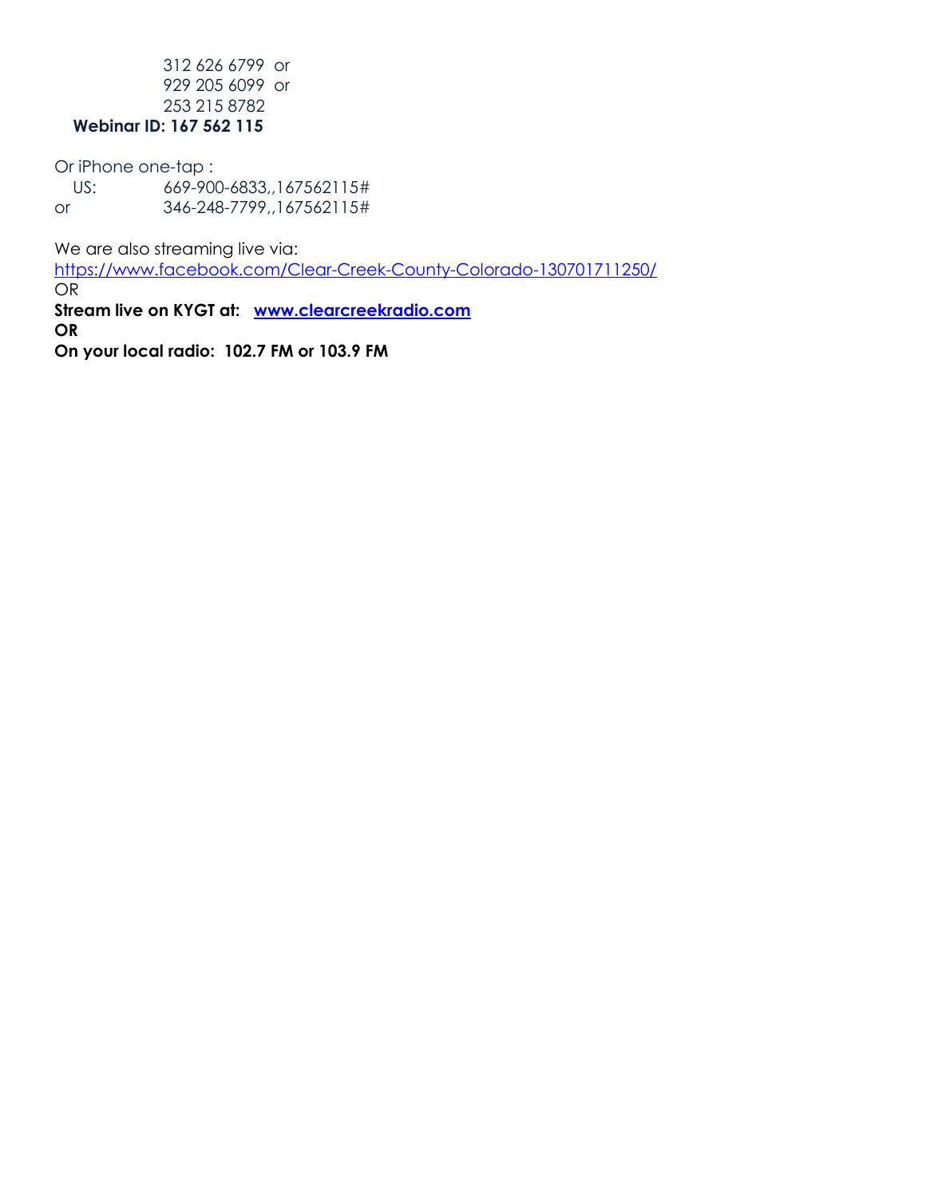312 626 6799 or
929 205 6099 or
253 215 8782

**Webinar ID: 167 562 115**

Or iPhone one-tap :
US: 669-900-6833,,167562115#
or 346-248-7799,,167562115#

We are also streaming live via:
https://www.facebook.com/Clear-Creek-County-Colorado-130701711250/
OR
**Stream live on KYGT at: www.clearcreekradio.com**
**OR**
**On your local radio: 102.7 FM or 103.9 FM**